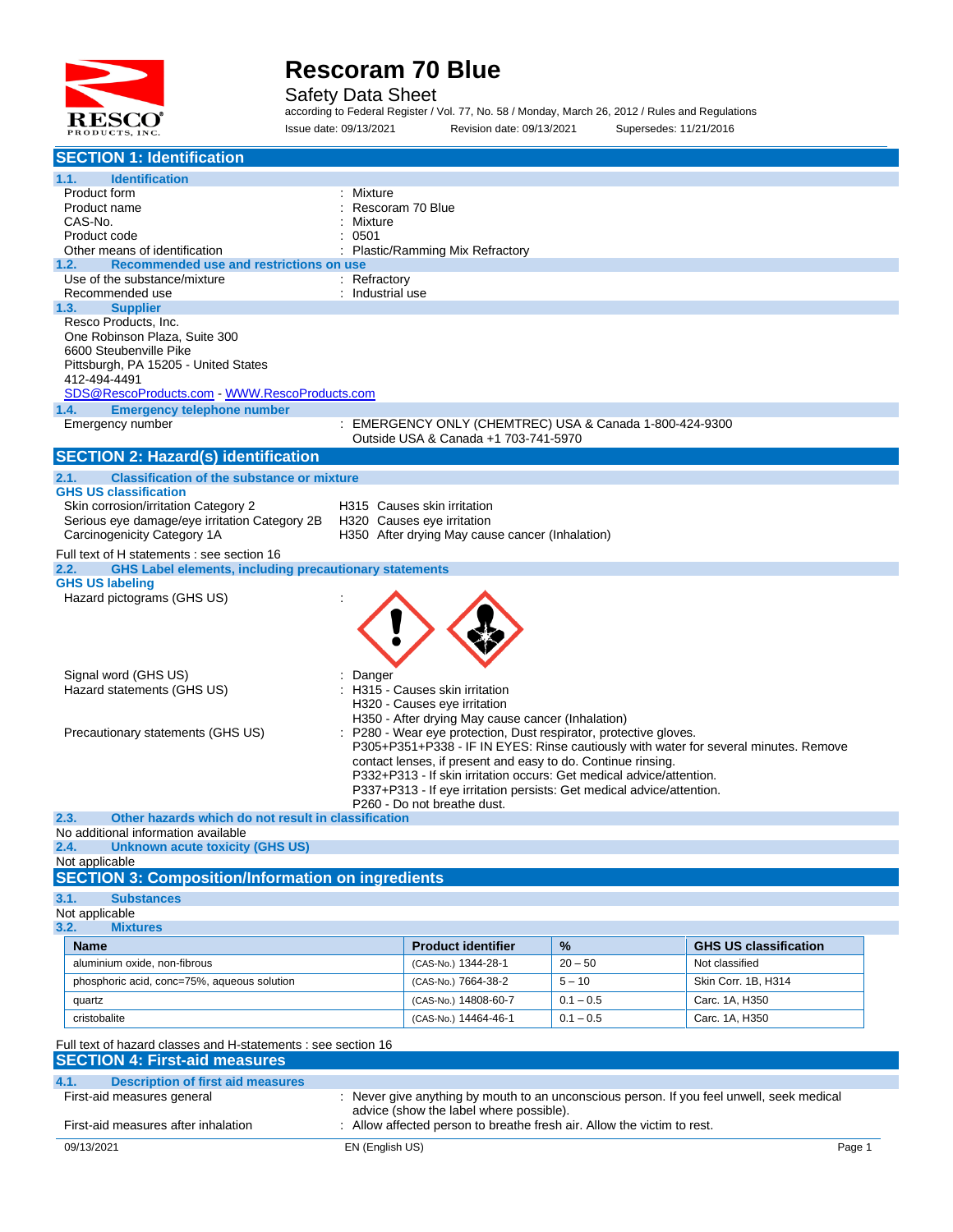# Rescoram 70 Blue

Safety Data Sheet

according to Federal Register / Vol. 77, No. 58 / Monday, March 26, 2012 / Rules and Regulations

Issue date: 09/13/2021 Revision date: 09/13/2021 Supersedes: 11/21/2016

## SECTION 1: Identification

### 1.1. Identification

| | |
|---|---|
| Product form | : Mixture |
| Product name | : Rescoram 70 Blue |
| CAS-No. | : Mixture |
| Product code | : 0501 |
| Other means of identification | : Plastic/Ramming Mix Refractory |

### 1.2. Recommended use and restrictions on use

| | |
|---|---|
| Use of the substance/mixture | : Refractory |
| Recommended use | : Industrial use |

### 1.3. Supplier

Resco Products, Inc.
One Robinson Plaza, Suite 300
6600 Steubenville Pike
Pittsburgh, PA 15205 - United States
412-494-4491
SDS@RescoProducts.com - WWW.RescoProducts.com

### 1.4. Emergency telephone number

| | |
|---|---|
| Emergency number | : EMERGENCY ONLY (CHEMTREC) USA & Canada 1-800-424-9300<br>Outside USA & Canada +1 703-741-5970 |

## SECTION 2: Hazard(s) identification

### 2.1. Classification of the substance or mixture

**GHS US classification**

| | |
|---|---|
| Skin corrosion/irritation Category 2 | H315 Causes skin irritation |
| Serious eye damage/eye irritation Category 2B | H320 Causes eye irritation |
| Carcinogenicity Category 1A | H350 After drying May cause cancer (Inhalation) |

Full text of H statements : see section 16

### 2.2. GHS Label elements, including precautionary statements

**GHS US labeling**

Hazard pictograms (GHS US) :

Signal word (GHS US) : Danger

Hazard statements (GHS US) :
- H315 - Causes skin irritation
- H320 - Causes eye irritation
- H350 - After drying May cause cancer (Inhalation)

Precautionary statements (GHS US) :
- P280 - Wear eye protection, Dust respirator, protective gloves.
- P305+P351+P338 - IF IN EYES: Rinse cautiously with water for several minutes. Remove contact lenses, if present and easy to do. Continue rinsing.
- P332+P313 - If skin irritation occurs: Get medical advice/attention.
- P337+P313 - If eye irritation persists: Get medical advice/attention.
- P260 - Do not breathe dust.

### 2.3. Other hazards which do not result in classification

No additional information available

### 2.4. Unknown acute toxicity (GHS US)

Not applicable

## SECTION 3: Composition/Information on ingredients

### 3.1. Substances

Not applicable

### 3.2. Mixtures

| Name | Product identifier | % | GHS US classification |
|---|---|---|---|
| aluminium oxide, non-fibrous | (CAS-No.) 1344-28-1 | 20 – 50 | Not classified |
| phosphoric acid, conc=75%, aqueous solution | (CAS-No.) 7664-38-2 | 5 – 10 | Skin Corr. 1B, H314 |
| quartz | (CAS-No.) 14808-60-7 | 0.1 – 0.5 | Carc. 1A, H350 |
| cristobalite | (CAS-No.) 14464-46-1 | 0.1 – 0.5 | Carc. 1A, H350 |

Full text of hazard classes and H-statements : see section 16

## SECTION 4: First-aid measures

### 4.1. Description of first aid measures

| | |
|---|---|
| First-aid measures general | : Never give anything by mouth to an unconscious person. If you feel unwell, seek medical advice (show the label where possible). |
| First-aid measures after inhalation | : Allow affected person to breathe fresh air. Allow the victim to rest. |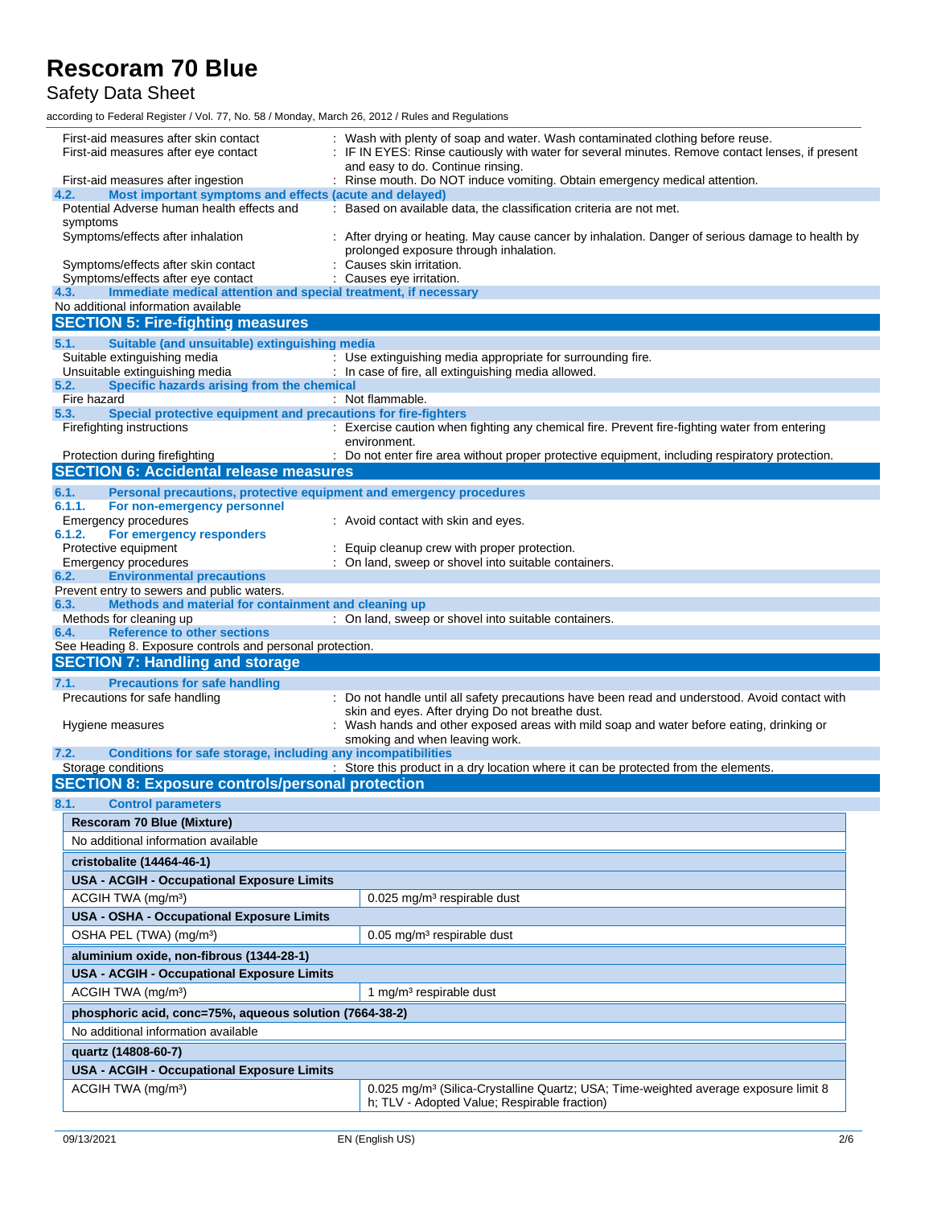| | |
|---|---|
| First-aid measures after skin contact | : Wash with plenty of soap and water. Wash contaminated clothing before reuse. |
| First-aid measures after eye contact | : IF IN EYES: Rinse cautiously with water for several minutes. Remove contact lenses, if present and easy to do. Continue rinsing. |
| First-aid measures after ingestion | : Rinse mouth. Do NOT induce vomiting. Obtain emergency medical attention. |

### 4.2. Most important symptoms and effects (acute and delayed)

| | |
|---|---|
| Potential Adverse human health effects and symptoms | : Based on available data, the classification criteria are not met. |
| Symptoms/effects after inhalation | : After drying or heating. May cause cancer by inhalation. Danger of serious damage to health by prolonged exposure through inhalation. |
| Symptoms/effects after skin contact | : Causes skin irritation. |
| Symptoms/effects after eye contact | : Causes eye irritation. |

### 4.3. Immediate medical attention and special treatment, if necessary

No additional information available

## SECTION 5: Fire-fighting measures

### 5.1. Suitable (and unsuitable) extinguishing media

| | |
|---|---|
| Suitable extinguishing media | : Use extinguishing media appropriate for surrounding fire. |
| Unsuitable extinguishing media | : In case of fire, all extinguishing media allowed. |

### 5.2. Specific hazards arising from the chemical

| | |
|---|---|
| Fire hazard | : Not flammable. |

### 5.3. Special protective equipment and precautions for fire-fighters

| | |
|---|---|
| Firefighting instructions | : Exercise caution when fighting any chemical fire. Prevent fire-fighting water from entering environment. |
| Protection during firefighting | : Do not enter fire area without proper protective equipment, including respiratory protection. |

## SECTION 6: Accidental release measures

### 6.1. Personal precautions, protective equipment and emergency procedures

#### 6.1.1. For non-emergency personnel

| | |
|---|---|
| Emergency procedures | : Avoid contact with skin and eyes. |

#### 6.1.2. For emergency responders

| | |
|---|---|
| Protective equipment | : Equip cleanup crew with proper protection. |
| Emergency procedures | : On land, sweep or shovel into suitable containers. |

### 6.2. Environmental precautions

Prevent entry to sewers and public waters.

### 6.3. Methods and material for containment and cleaning up

| | |
|---|---|
| Methods for cleaning up | : On land, sweep or shovel into suitable containers. |

### 6.4. Reference to other sections

See Heading 8. Exposure controls and personal protection.

## SECTION 7: Handling and storage

### 7.1. Precautions for safe handling

| | |
|---|---|
| Precautions for safe handling | : Do not handle until all safety precautions have been read and understood. Avoid contact with skin and eyes. After drying Do not breathe dust. |
| Hygiene measures | : Wash hands and other exposed areas with mild soap and water before eating, drinking or smoking and when leaving work. |

### 7.2. Conditions for safe storage, including any incompatibilities

| | |
|---|---|
| Storage conditions | : Store this product in a dry location where it can be protected from the elements. |

## SECTION 8: Exposure controls/personal protection

### 8.1. Control parameters

| **Rescoram 70 Blue (Mixture)** | |
|---|---|
| No additional information available | |
| **cristobalite (14464-46-1)** | |
| **USA - ACGIH - Occupational Exposure Limits** | |
| ACGIH TWA (mg/m³) | 0.025 mg/m³ respirable dust |
| **USA - OSHA - Occupational Exposure Limits** | |
| OSHA PEL (TWA) (mg/m³) | 0.05 mg/m³ respirable dust |
| **aluminium oxide, non-fibrous (1344-28-1)** | |
| **USA - ACGIH - Occupational Exposure Limits** | |
| ACGIH TWA (mg/m³) | 1 mg/m³ respirable dust |
| **phosphoric acid, conc=75%, aqueous solution (7664-38-2)** | |
| No additional information available | |
| **quartz (14808-60-7)** | |
| **USA - ACGIH - Occupational Exposure Limits** | |
| ACGIH TWA (mg/m³) | 0.025 mg/m³ (Silica-Crystalline Quartz; USA; Time-weighted average exposure limit 8 h; TLV - Adopted Value; Respirable fraction) |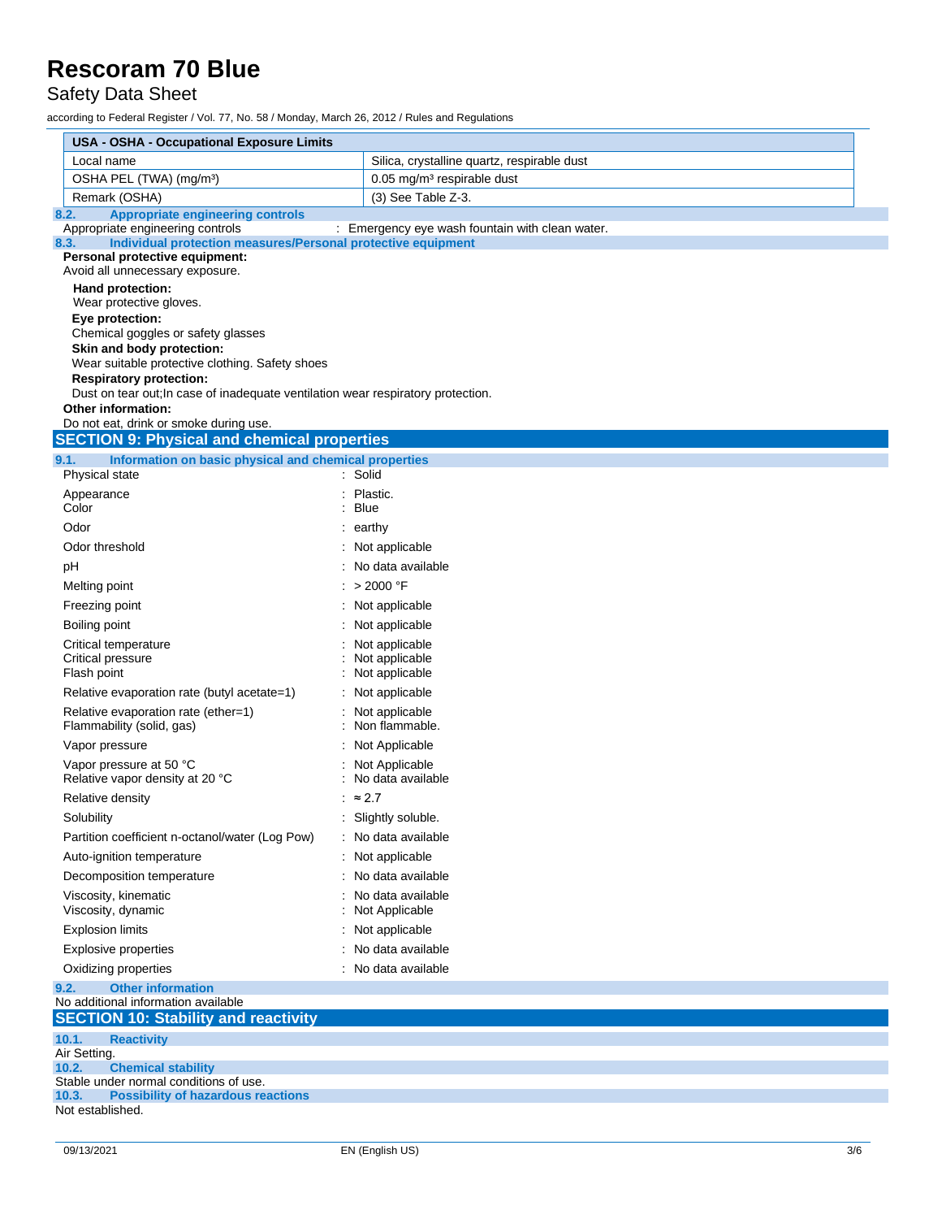| USA - OSHA - Occupational Exposure Limits | |
|---|---|
| Local name | Silica, crystalline quartz, respirable dust |
| OSHA PEL (TWA) (mg/m³) | 0.05 mg/m³ respirable dust |
| Remark (OSHA) | (3) See Table Z-3. |

### 8.2. Appropriate engineering controls

Appropriate engineering controls : Emergency eye wash fountain with clean water.

### 8.3. Individual protection measures/Personal protective equipment

**Personal protective equipment:**
Avoid all unnecessary exposure.

**Hand protection:**
Wear protective gloves.

**Eye protection:**
Chemical goggles or safety glasses

**Skin and body protection:**
Wear suitable protective clothing. Safety shoes

**Respiratory protection:**
Dust on tear out;In case of inadequate ventilation wear respiratory protection.

**Other information:**
Do not eat, drink or smoke during use.

## SECTION 9: Physical and chemical properties

### 9.1. Information on basic physical and chemical properties

| | |
|---|---|
| Physical state | : Solid |
| Appearance | : Plastic. |
| Color | : Blue |
| Odor | : earthy |
| Odor threshold | : Not applicable |
| pH | : No data available |
| Melting point | : > 2000 °F |
| Freezing point | : Not applicable |
| Boiling point | : Not applicable |
| Critical temperature | : Not applicable |
| Critical pressure | : Not applicable |
| Flash point | : Not applicable |
| Relative evaporation rate (butyl acetate=1) | : Not applicable |
| Relative evaporation rate (ether=1) | : Not applicable |
| Flammability (solid, gas) | : Non flammable. |
| Vapor pressure | : Not Applicable |
| Vapor pressure at 50 °C | : Not Applicable |
| Relative vapor density at 20 °C | : No data available |
| Relative density | : ≈ 2.7 |
| Solubility | : Slightly soluble. |
| Partition coefficient n-octanol/water (Log Pow) | : No data available |
| Auto-ignition temperature | : Not applicable |
| Decomposition temperature | : No data available |
| Viscosity, kinematic | : No data available |
| Viscosity, dynamic | : Not Applicable |
| Explosion limits | : Not applicable |
| Explosive properties | : No data available |
| Oxidizing properties | : No data available |

### 9.2. Other information

No additional information available

## SECTION 10: Stability and reactivity

### 10.1. Reactivity

Air Setting.

### 10.2. Chemical stability

Stable under normal conditions of use.

### 10.3. Possibility of hazardous reactions

Not established.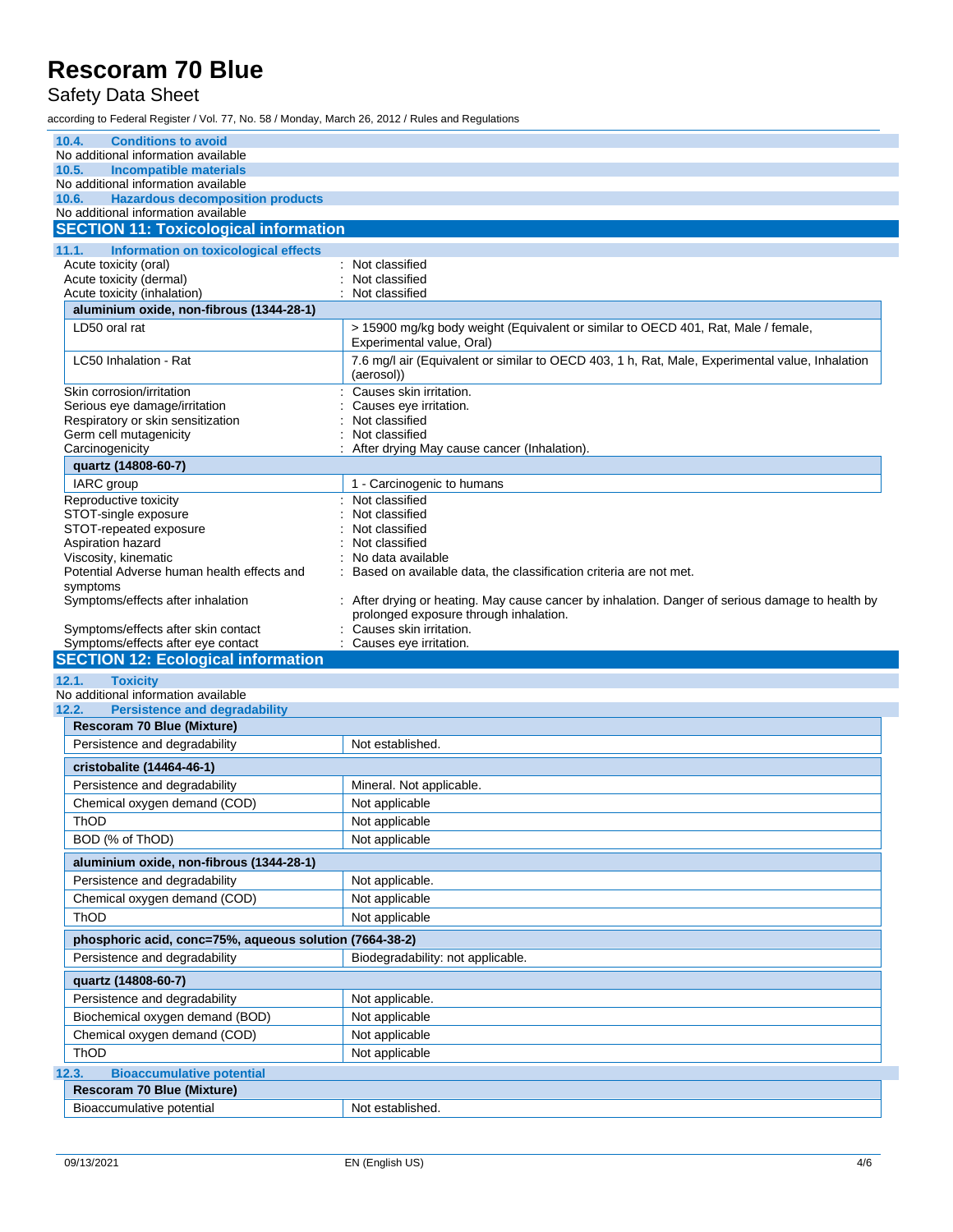### 10.4. Conditions to avoid

No additional information available

### 10.5. Incompatible materials

No additional information available

### 10.6. Hazardous decomposition products

No additional information available

## SECTION 11: Toxicological information

### 11.1. Information on toxicological effects

Acute toxicity (oral) : Not classified
Acute toxicity (dermal) : Not classified
Acute toxicity (inhalation) : Not classified

| aluminium oxide, non-fibrous (1344-28-1) | |
|---|---|
| LD50 oral rat | > 15900 mg/kg body weight (Equivalent or similar to OECD 401, Rat, Male / female, Experimental value, Oral) |
| LC50 Inhalation - Rat | 7.6 mg/l air (Equivalent or similar to OECD 403, 1 h, Rat, Male, Experimental value, Inhalation (aerosol)) |

Skin corrosion/irritation : Causes skin irritation.
Serious eye damage/irritation : Causes eye irritation.
Respiratory or skin sensitization : Not classified
Germ cell mutagenicity : Not classified
Carcinogenicity : After drying May cause cancer (Inhalation).

| quartz (14808-60-7) | |
|---|---|
| IARC group | 1 - Carcinogenic to humans |

Reproductive toxicity : Not classified
STOT-single exposure : Not classified
STOT-repeated exposure : Not classified
Aspiration hazard : Not classified
Viscosity, kinematic : No data available
Potential Adverse human health effects and symptoms : Based on available data, the classification criteria are not met.
Symptoms/effects after inhalation : After drying or heating. May cause cancer by inhalation. Danger of serious damage to health by prolonged exposure through inhalation.
Symptoms/effects after skin contact : Causes skin irritation.
Symptoms/effects after eye contact : Causes eye irritation.

## SECTION 12: Ecological information

### 12.1. Toxicity

No additional information available

### 12.2. Persistence and degradability

| Rescoram 70 Blue (Mixture) | |
|---|---|
| Persistence and degradability | Not established. |

| cristobalite (14464-46-1) | |
|---|---|
| Persistence and degradability | Mineral. Not applicable. |
| Chemical oxygen demand (COD) | Not applicable |
| ThOD | Not applicable |
| BOD (% of ThOD) | Not applicable |

| aluminium oxide, non-fibrous (1344-28-1) | |
|---|---|
| Persistence and degradability | Not applicable. |
| Chemical oxygen demand (COD) | Not applicable |
| ThOD | Not applicable |

| phosphoric acid, conc=75%, aqueous solution (7664-38-2) | |
|---|---|
| Persistence and degradability | Biodegradability: not applicable. |

| quartz (14808-60-7) | |
|---|---|
| Persistence and degradability | Not applicable. |
| Biochemical oxygen demand (BOD) | Not applicable |
| Chemical oxygen demand (COD) | Not applicable |
| ThOD | Not applicable |

### 12.3. Bioaccumulative potential

| Rescoram 70 Blue (Mixture) | |
|---|---|
| Bioaccumulative potential | Not established. |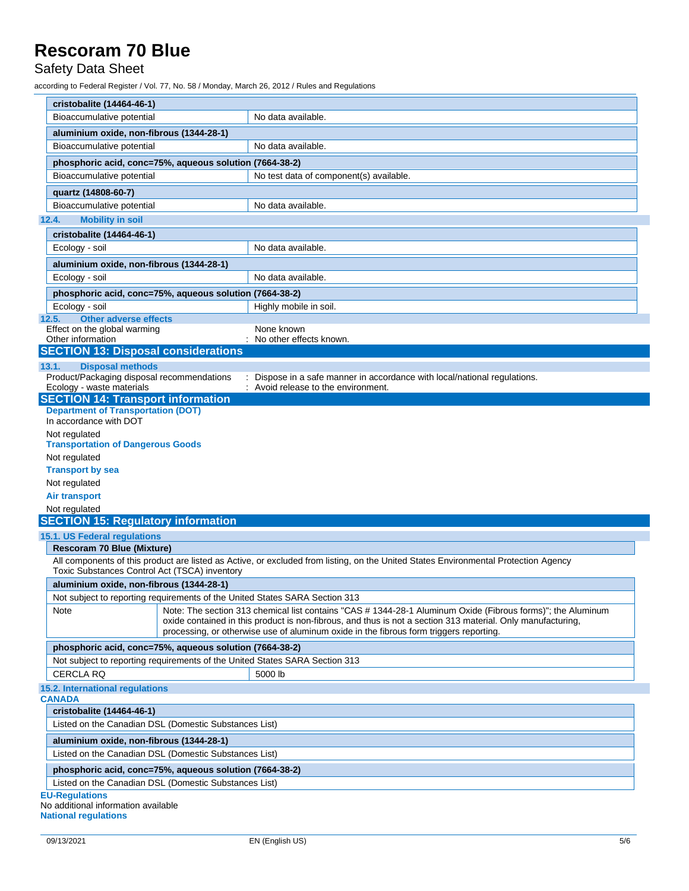| cristobalite (14464-46-1) | |
|---|---|
| Bioaccumulative potential | No data available. |

| aluminium oxide, non-fibrous (1344-28-1) | |
|---|---|
| Bioaccumulative potential | No data available. |

| phosphoric acid, conc=75%, aqueous solution (7664-38-2) | |
|---|---|
| Bioaccumulative potential | No test data of component(s) available. |

| quartz (14808-60-7) | |
|---|---|
| Bioaccumulative potential | No data available. |

### 12.4. Mobility in soil

| cristobalite (14464-46-1) | |
|---|---|
| Ecology - soil | No data available. |

| aluminium oxide, non-fibrous (1344-28-1) | |
|---|---|
| Ecology - soil | No data available. |

| phosphoric acid, conc=75%, aqueous solution (7664-38-2) | |
|---|---|
| Ecology - soil | Highly mobile in soil. |

### 12.5. Other adverse effects

Effect on the global warming None known

Other information : No other effects known.

## SECTION 13: Disposal considerations

### 13.1. Disposal methods

Product/Packaging disposal recommendations : Dispose in a safe manner in accordance with local/national regulations.

Ecology - waste materials : Avoid release to the environment.

## SECTION 14: Transport information

**Department of Transportation (DOT)**

In accordance with DOT

Not regulated

**Transportation of Dangerous Goods**

Not regulated

**Transport by sea**

Not regulated

**Air transport**

Not regulated

## SECTION 15: Regulatory information

### 15.1. US Federal regulations

| Rescoram 70 Blue (Mixture) |
|---|
| All components of this product are listed as Active, or excluded from listing, on the United States Environmental Protection Agency Toxic Substances Control Act (TSCA) inventory |

| aluminium oxide, non-fibrous (1344-28-1) | |
|---|---|
| Not subject to reporting requirements of the United States SARA Section 313 | |
| Note | Note: The section 313 chemical list contains "CAS # 1344-28-1 Aluminum Oxide (Fibrous forms)"; the Aluminum oxide contained in this product is non-fibrous, and thus is not a section 313 material. Only manufacturing, processing, or otherwise use of aluminum oxide in the fibrous form triggers reporting. |

| phosphoric acid, conc=75%, aqueous solution (7664-38-2) | |
|---|---|
| Not subject to reporting requirements of the United States SARA Section 313 | |
| CERCLA RQ | 5000 lb |

### 15.2. International regulations

**CANADA**

| cristobalite (14464-46-1) |
|---|
| Listed on the Canadian DSL (Domestic Substances List) |

| aluminium oxide, non-fibrous (1344-28-1) |
|---|
| Listed on the Canadian DSL (Domestic Substances List) |

| phosphoric acid, conc=75%, aqueous solution (7664-38-2) |
|---|
| Listed on the Canadian DSL (Domestic Substances List) |

**EU-Regulations**

No additional information available

**National regulations**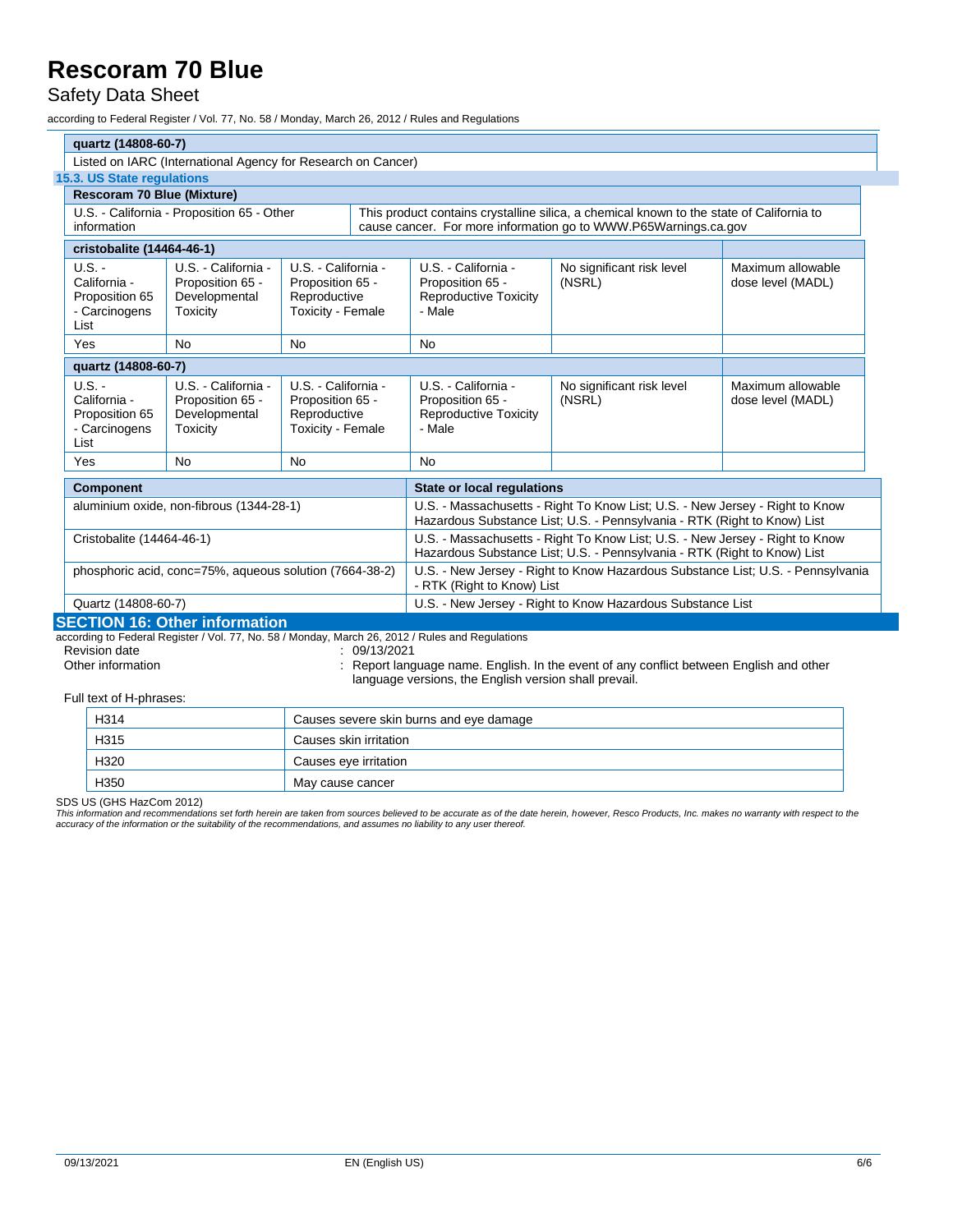| quartz (14808-60-7) |
|---|
| Listed on IARC (International Agency for Research on Cancer) |

### 15.3. US State regulations

| Rescoram 70 Blue (Mixture) | |
|---|---|
| U.S. - California - Proposition 65 - Other information | This product contains crystalline silica, a chemical known to the state of California to cause cancer. For more information go to WWW.P65Warnings.ca.gov |

| cristobalite (14464-46-1) | | | | | |
|---|---|---|---|---|---|
| U.S. - California - Proposition 65 - Carcinogens List | U.S. - California - Proposition 65 - Developmental Toxicity | U.S. - California - Proposition 65 - Reproductive Toxicity - Female | U.S. - California - Proposition 65 - Reproductive Toxicity - Male | No significant risk level (NSRL) | Maximum allowable dose level (MADL) |
| Yes | No | No | No | | |

| quartz (14808-60-7) | | | | | |
|---|---|---|---|---|---|
| U.S. - California - Proposition 65 - Carcinogens List | U.S. - California - Proposition 65 - Developmental Toxicity | U.S. - California - Proposition 65 - Reproductive Toxicity - Female | U.S. - California - Proposition 65 - Reproductive Toxicity - Male | No significant risk level (NSRL) | Maximum allowable dose level (MADL) |
| Yes | No | No | No | | |

| Component | State or local regulations |
|---|---|
| aluminium oxide, non-fibrous (1344-28-1) | U.S. - Massachusetts - Right To Know List; U.S. - New Jersey - Right to Know Hazardous Substance List; U.S. - Pennsylvania - RTK (Right to Know) List |
| Cristobalite (14464-46-1) | U.S. - Massachusetts - Right To Know List; U.S. - New Jersey - Right to Know Hazardous Substance List; U.S. - Pennsylvania - RTK (Right to Know) List |
| phosphoric acid, conc=75%, aqueous solution (7664-38-2) | U.S. - New Jersey - Right to Know Hazardous Substance List; U.S. - Pennsylvania - RTK (Right to Know) List |
| Quartz (14808-60-7) | U.S. - New Jersey - Right to Know Hazardous Substance List |

## SECTION 16: Other information

according to Federal Register / Vol. 77, No. 58 / Monday, March 26, 2012 / Rules and Regulations

Revision date : 09/13/2021

Other information : Report language name. English. In the event of any conflict between English and other language versions, the English version shall prevail.

Full text of H-phrases:

| | |
|---|---|
| H314 | Causes severe skin burns and eye damage |
| H315 | Causes skin irritation |
| H320 | Causes eye irritation |
| H350 | May cause cancer |

SDS US (GHS HazCom 2012)

*This information and recommendations set forth herein are taken from sources believed to be accurate as of the date herein, however, Resco Products, Inc. makes no warranty with respect to the accuracy of the information or the suitability of the recommendations, and assumes no liability to any user thereof.*